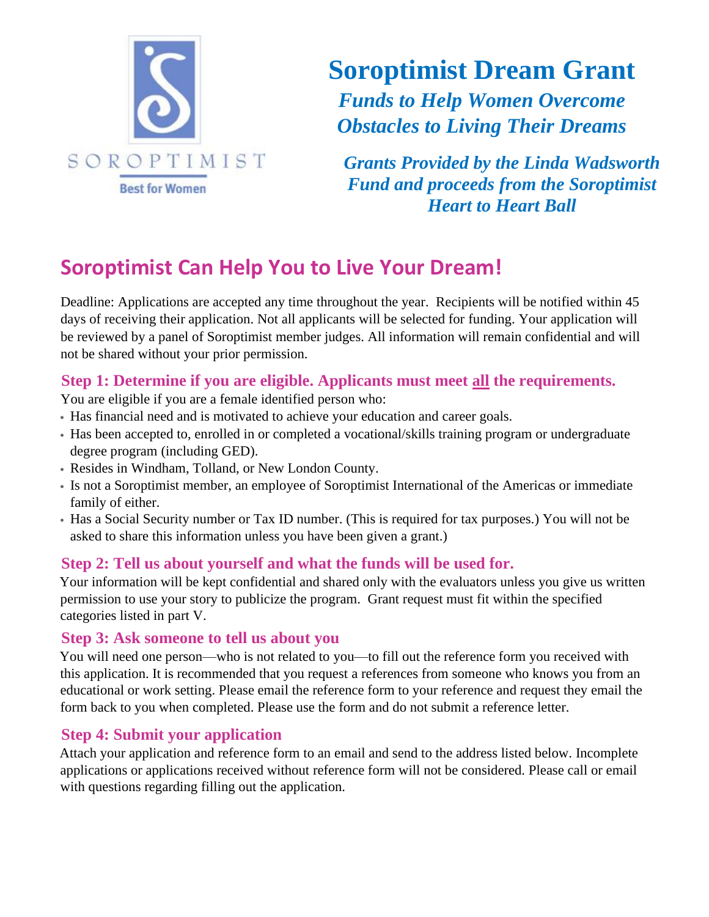SOROPTIMIST

Best for Women

# Soroptimist Dream Grant

***Funds to Help Women Overcome Obstacles to Living Their Dreams***

***Grants Provided by the Linda Wadsworth Fund and proceeds from the Soroptimist Heart to Heart Ball***

## Soroptimist Can Help You to Live Your Dream!

Deadline: Applications are accepted any time throughout the year. Recipients will be notified within 45 days of receiving their application. Not all applicants will be selected for funding. Your application will be reviewed by a panel of Soroptimist member judges. All information will remain confidential and will not be shared without your prior permission.

### Step 1: Determine if you are eligible. Applicants must meet <u>all</u> the requirements.

You are eligible if you are a female identified person who:

- Has financial need and is motivated to achieve your education and career goals.
- Has been accepted to, enrolled in or completed a vocational/skills training program or undergraduate degree program (including GED).
- Resides in Windham, Tolland, or New London County.
- Is not a Soroptimist member, an employee of Soroptimist International of the Americas or immediate family of either.
- Has a Social Security number or Tax ID number. (This is required for tax purposes.) You will not be asked to share this information unless you have been given a grant.)

### Step 2: Tell us about yourself and what the funds will be used for.

Your information will be kept confidential and shared only with the evaluators unless you give us written permission to use your story to publicize the program. Grant request must fit within the specified categories listed in part V.

### Step 3: Ask someone to tell us about you

You will need one person—who is not related to you—to fill out the reference form you received with this application. It is recommended that you request a references from someone who knows you from an educational or work setting. Please email the reference form to your reference and request they email the form back to you when completed. Please use the form and do not submit a reference letter.

### Step 4: Submit your application

Attach your application and reference form to an email and send to the address listed below. Incomplete applications or applications received without reference form will not be considered. Please call or email with questions regarding filling out the application.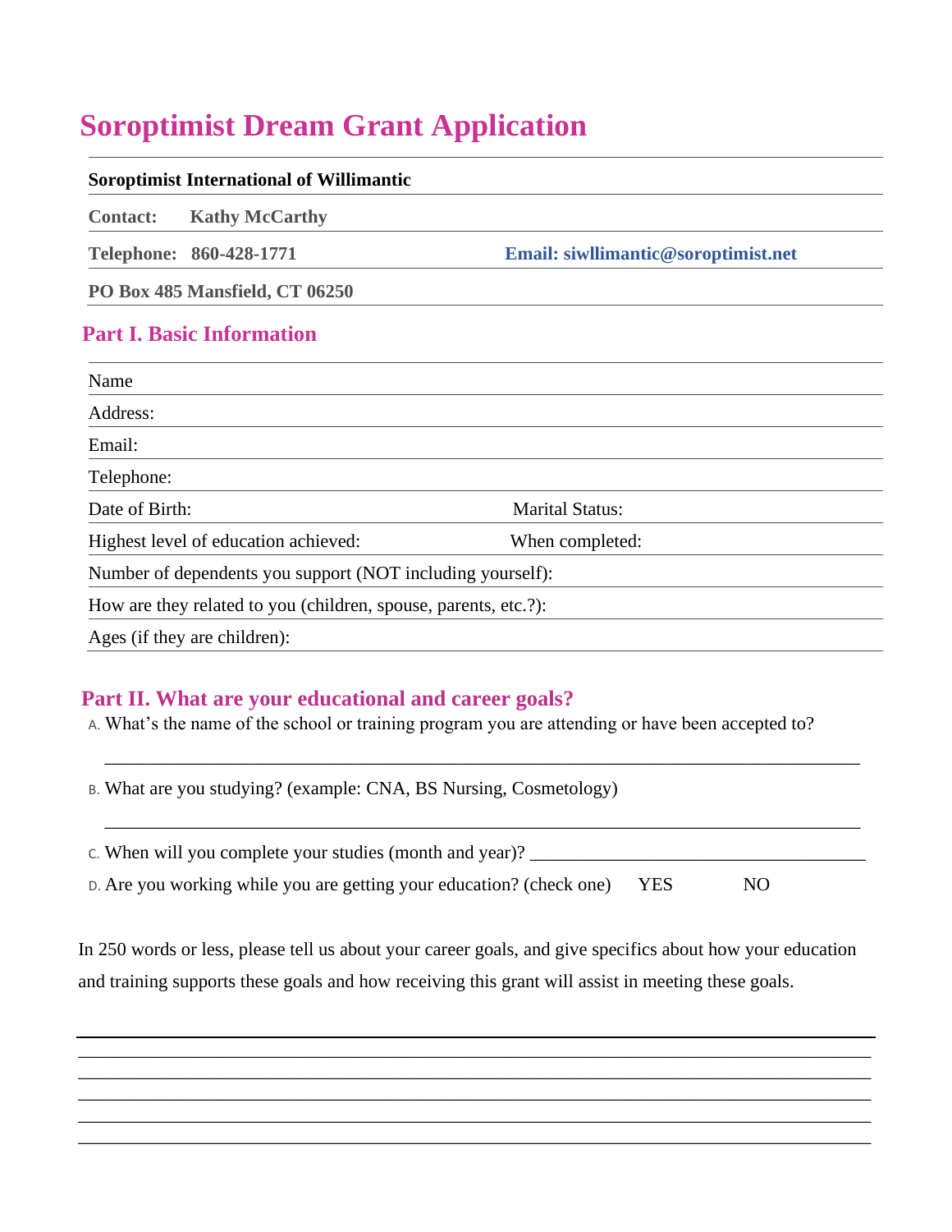# Soroptimist Dream Grant Application

**Soroptimist International of Willimantic**

**Contact:** **Kathy McCarthy**

**Telephone:** **860-428-1771** **Email: siwllimantic@soroptimist.net**

**PO Box 485 Mansfield, CT 06250**

## Part I. Basic Information

Name

Address:

Email:

Telephone:

Date of Birth: Marital Status:

Highest level of education achieved: When completed:

Number of dependents you support (NOT including yourself):

How are they related to you (children, spouse, parents, etc.?):

Ages (if they are children):

## Part II. What are your educational and career goals?

A. What's the name of the school or training program you are attending or have been accepted to?

______________________________________________________________________________

B. What are you studying? (example: CNA, BS Nursing, Cosmetology)

______________________________________________________________________________

C. When will you complete your studies (month and year)? ____________________________________

D. Are you working while you are getting your education? (check one) YES NO

In 250 words or less, please tell us about your career goals, and give specifics about how your education and training supports these goals and how receiving this grant will assist in meeting these goals.

______________________________________________________________________________
______________________________________________________________________________
______________________________________________________________________________
______________________________________________________________________________
______________________________________________________________________________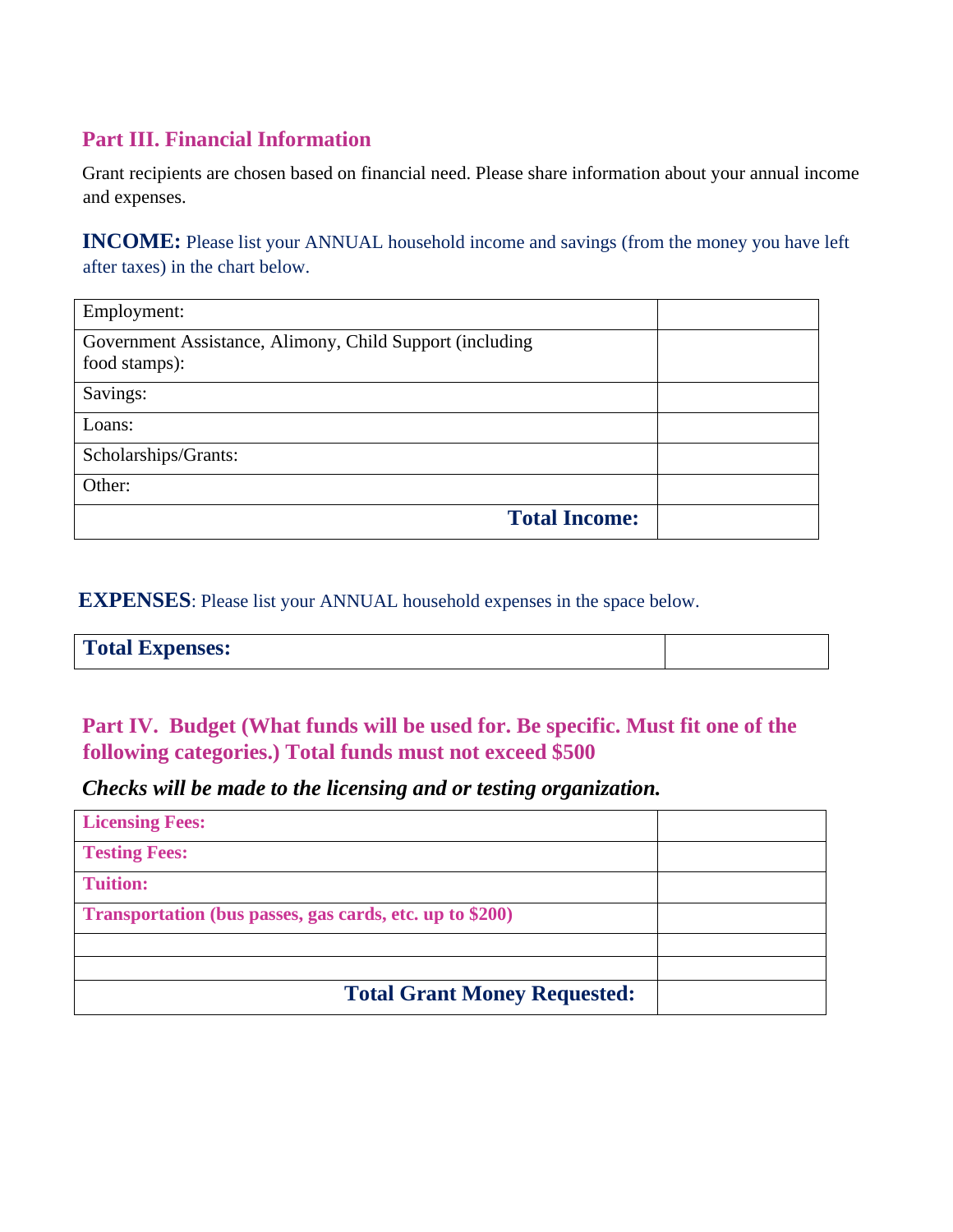## Part III. Financial Information

Grant recipients are chosen based on financial need. Please share information about your annual income and expenses.

**INCOME:** Please list your ANNUAL household income and savings (from the money you have left after taxes) in the chart below.

| | |
|---|---|
| Employment: | |
| Government Assistance, Alimony, Child Support (including food stamps): | |
| Savings: | |
| Loans: | |
| Scholarships/Grants: | |
| Other: | |
| **Total Income:** | |

**EXPENSES**: Please list your ANNUAL household expenses in the space below.

| | |
|---|---|
| **Total Expenses:** | |

## Part IV. Budget (What funds will be used for. Be specific. Must fit one of the following categories.) Total funds must not exceed $500

***Checks will be made to the licensing and or testing organization.***

| | |
|---|---|
| **Licensing Fees:** | |
| **Testing Fees:** | |
| **Tuition:** | |
| **Transportation (bus passes, gas cards, etc. up to $200)** | |
| | |
| | |
| **Total Grant Money Requested:** | |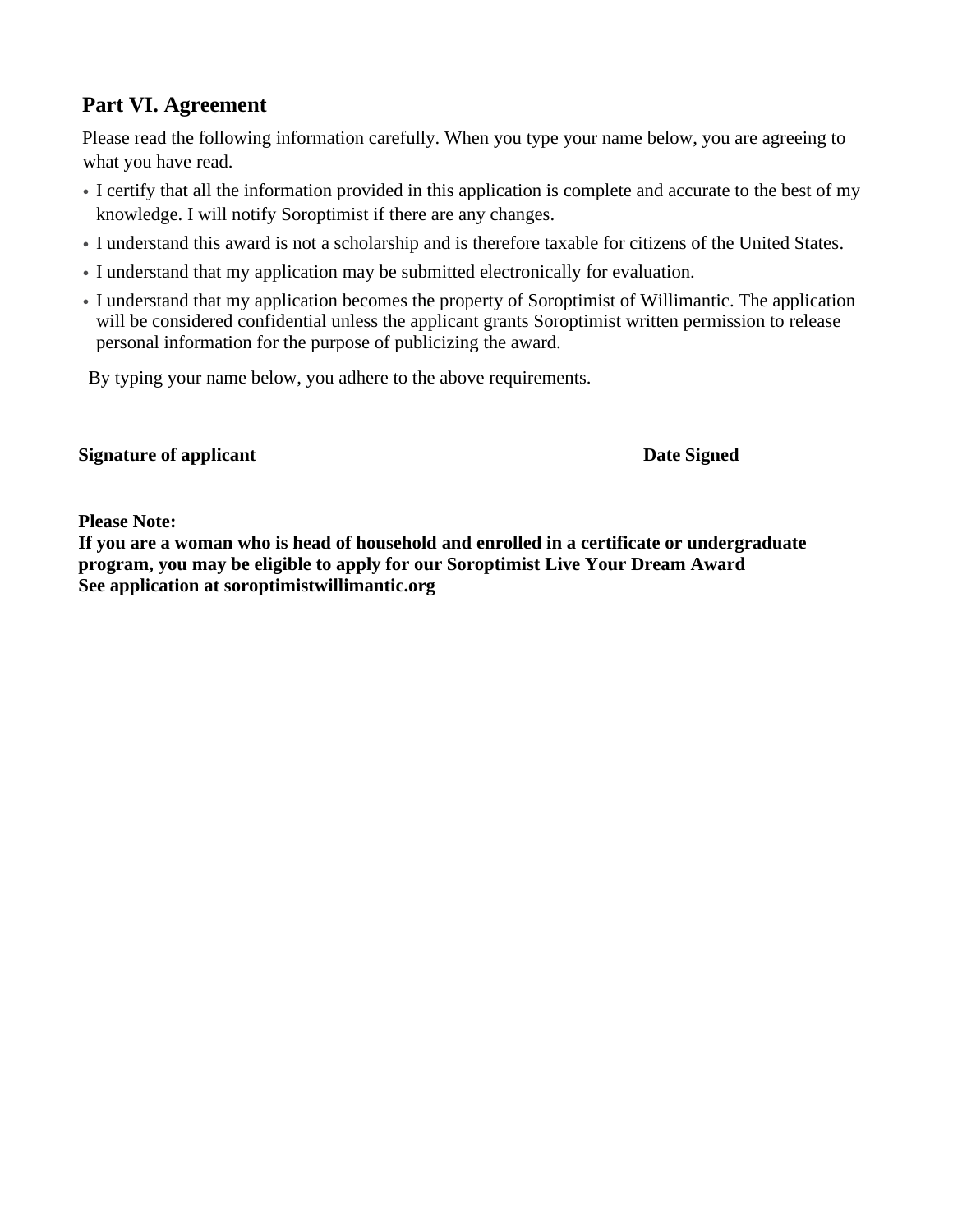## Part VI. Agreement

Please read the following information carefully. When you type your name below, you are agreeing to what you have read.

- I certify that all the information provided in this application is complete and accurate to the best of my knowledge. I will notify Soroptimist if there are any changes.
- I understand this award is not a scholarship and is therefore taxable for citizens of the United States.
- I understand that my application may be submitted electronically for evaluation.
- I understand that my application becomes the property of Soroptimist of Willimantic. The application will be considered confidential unless the applicant grants Soroptimist written permission to release personal information for the purpose of publicizing the award.

By typing your name below, you adhere to the above requirements.

---

**Signature of applicant** **Date Signed**

**Please Note:**
**If you are a woman who is head of household and enrolled in a certificate or undergraduate program, you may be eligible to apply for our Soroptimist Live Your Dream Award**
**See application at soroptimistwillimantic.org**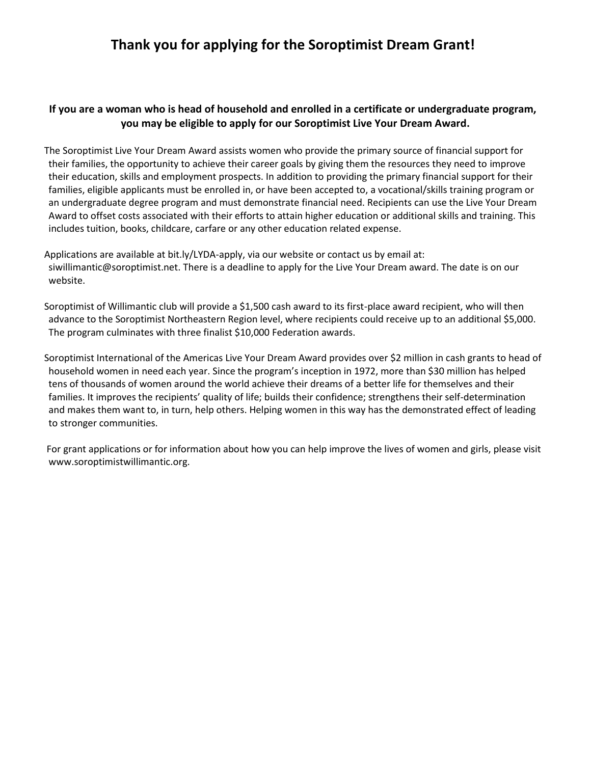# Thank you for applying for the Soroptimist Dream Grant!

**If you are a woman who is head of household and enrolled in a certificate or undergraduate program, you may be eligible to apply for our Soroptimist Live Your Dream Award.**

The Soroptimist Live Your Dream Award assists women who provide the primary source of financial support for their families, the opportunity to achieve their career goals by giving them the resources they need to improve their education, skills and employment prospects. In addition to providing the primary financial support for their families, eligible applicants must be enrolled in, or have been accepted to, a vocational/skills training program or an undergraduate degree program and must demonstrate financial need. Recipients can use the Live Your Dream Award to offset costs associated with their efforts to attain higher education or additional skills and training. This includes tuition, books, childcare, carfare or any other education related expense.

Applications are available at bit.ly/LYDA-apply, via our website or contact us by email at: siwillimantic@soroptimist.net. There is a deadline to apply for the Live Your Dream award. The date is on our website.

Soroptimist of Willimantic club will provide a $1,500 cash award to its first-place award recipient, who will then advance to the Soroptimist Northeastern Region level, where recipients could receive up to an additional $5,000. The program culminates with three finalist $10,000 Federation awards.

Soroptimist International of the Americas Live Your Dream Award provides over $2 million in cash grants to head of household women in need each year. Since the program's inception in 1972, more than $30 million has helped tens of thousands of women around the world achieve their dreams of a better life for themselves and their families. It improves the recipients' quality of life; builds their confidence; strengthens their self-determination and makes them want to, in turn, help others. Helping women in this way has the demonstrated effect of leading to stronger communities.

For grant applications or for information about how you can help improve the lives of women and girls, please visit www.soroptimistwillimantic.org.